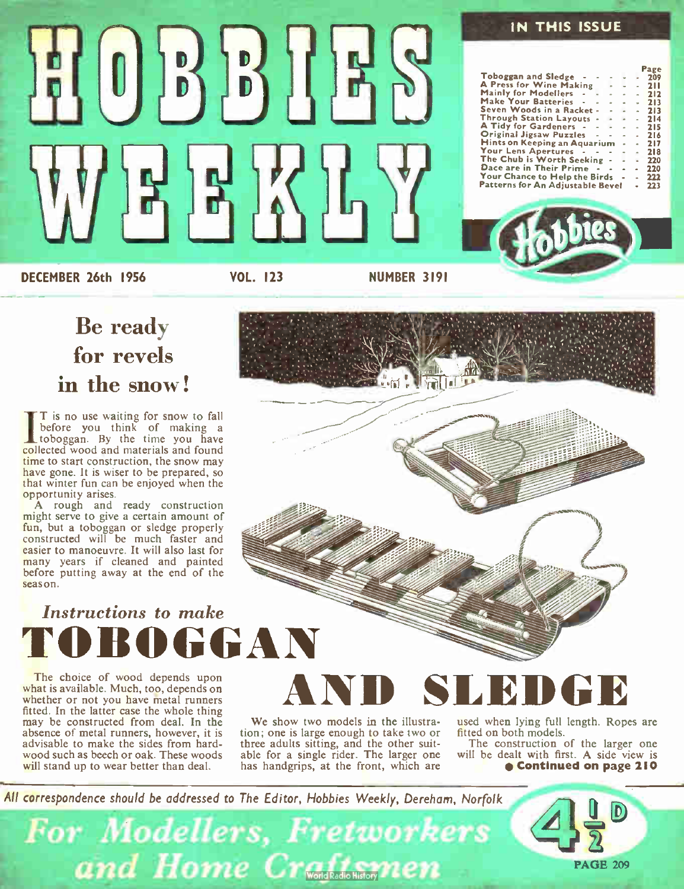# HOBBIES WEEKLY

## IN THIS ISSUE

| | Page |
|---|---|
| Toboggan and Sledge | 209 |
| A Press for Wine Making | 211 |
| Mainly for Modellers | 212 |
| Make Your Batteries | 213 |
| Seven Woods in a Racket | 213 |
| Through Station Layouts | 214 |
| A Tidy for Gardeners | 215 |
| Original Jigsaw Puzzles | 216 |
| Hints on Keeping an Aquarium | 217 |
| Your Lens Apertures | 218 |
| The Chub is Worth Seeking | 220 |
| Dace are in Their Prime | 220 |
| Your Chance to Help the Birds | 222 |
| Patterns for An Adjustable Bevel | 223 |

DECEMBER 26th 1956 VOL. 123 NUMBER 3191

## Be ready for revels in the snow!

IT is no use waiting for snow to fall before you think of making a toboggan. By the time you have collected wood and materials and found time to start construction, the snow may have gone. It is wiser to be prepared, so that winter fun can be enjoyed when the opportunity arises.

A rough and ready construction might serve to give a certain amount of fun, but a toboggan or sledge properly constructed will be much faster and easier to manoeuvre. It will also last for many years if cleaned and painted before putting away at the end of the season.

# *Instructions to make* TOBOGGAN AND SLEDGE

The choice of wood depends upon what is available. Much, too, depends on whether or not you have metal runners fitted. In the latter case the whole thing may be constructed from deal. In the absence of metal runners, however, it is advisable to make the sides from hardwood such as beech or oak. These woods will stand up to wear better than deal.

We show two models in the illustration; one is large enough to take two or three adults sitting, and the other suitable for a single rider. The larger one has handgrips, at the front, which are used when lying full length. Ropes are fitted on both models.

The construction of the larger one will be dealt with first. A side view is

**● Continued on page 210**

*All correspondence should be addressed to The Editor, Hobbies Weekly, Dereham, Norfolk*

*For Modellers, Fretworkers and Home Craftsmen*

4½D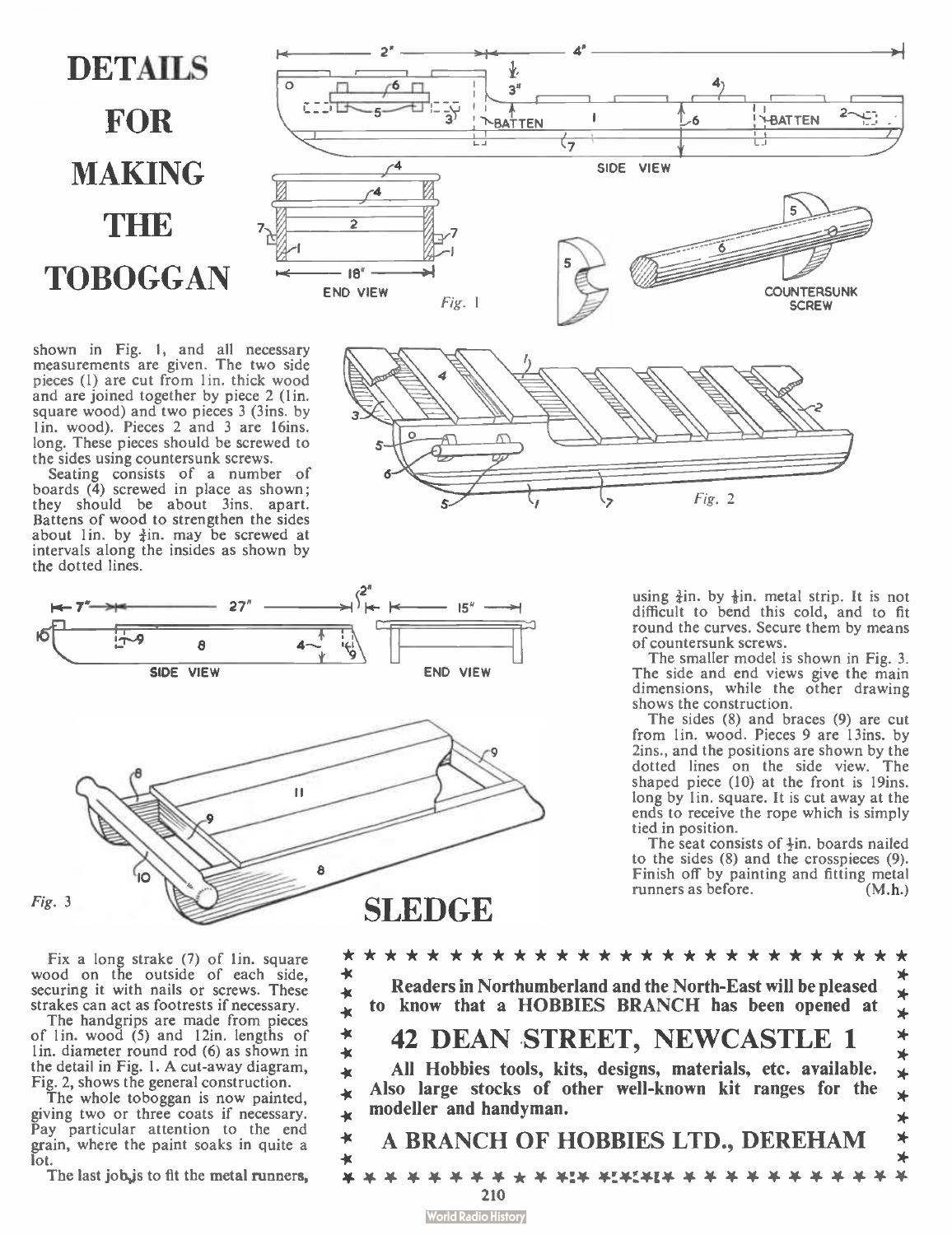# DETAILS FOR MAKING THE TOBOGGAN

Fig. 1

shown in Fig. 1, and all necessary measurements are given. The two side pieces (1) are cut from 1in. thick wood and are joined together by piece 2 (1in. square wood) and two pieces 3 (3ins. by 1in. wood). Pieces 2 and 3 are 16ins. long. These pieces should be screwed to the sides using countersunk screws.

Seating consists of a number of boards (4) screwed in place as shown; they should be about 3ins. apart. Battens of wood to strengthen the sides about 1in. by ½in. may be screwed at intervals along the insides as shown by the dotted lines.

Fig. 2

Fix a long strake (7) of 1in. square wood on the outside of each side, securing it with nails or screws. These strakes can act as footrests if necessary.

The handgrips are made from pieces of 1in. wood (5) and 12in. lengths of 1in. diameter round rod (6) as shown in the detail in Fig. 1. A cut-away diagram, Fig. 2, shows the general construction.

The whole toboggan is now painted, giving two or three coats if necessary. Pay particular attention to the end grain, where the paint soaks in quite a lot.

The last job is to fit the metal runners, using ¾in. by ⅛in. metal strip. It is not difficult to bend this cold, and to fit round the curves. Secure them by means of countersunk screws.

The smaller model is shown in Fig. 3. The side and end views give the main dimensions, while the other drawing shows the construction.

The sides (8) and braces (9) are cut from 1in. wood. Pieces 9 are 13ins. by 2ins., and the positions are shown by the dotted lines on the side view. The shaped piece (10) at the front is 19ins. long by 1in. square. It is cut away at the ends to receive the rope which is simply tied in position.

The seat consists of ½in. boards nailed to the sides (8) and the crosspieces (9). Finish off by painting and fitting metal runners as before. (M.h.)

Fig. 3

## SLEDGE

---

**Readers in Northumberland and the North-East will be pleased to know that a HOBBIES BRANCH has been opened at**

## 42 DEAN STREET, NEWCASTLE 1

**All Hobbies tools, kits, designs, materials, etc. available. Also large stocks of other well-known kit ranges for the modeller and handyman.**

## A BRANCH OF HOBBIES LTD., DEREHAM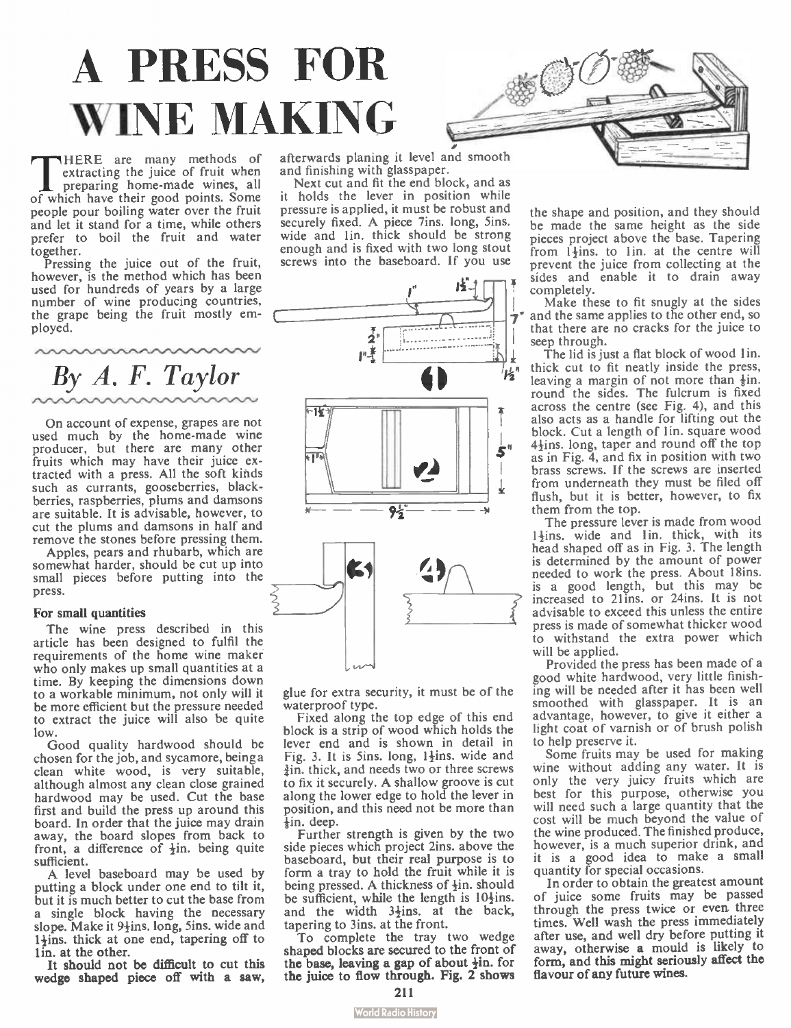# A PRESS FOR WINE MAKING

*By A. F. Taylor*

THERE are many methods of extracting the juice of fruit when preparing home-made wines, all of which have their good points. Some people pour boiling water over the fruit and let it stand for a time, while others prefer to boil the fruit and water together.

Pressing the juice out of the fruit, however, is the method which has been used for hundreds of years by a large number of wine producing countries, the grape being the fruit mostly employed.

On account of expense, grapes are not used much by the home-made wine producer, but there are many other fruits which may have their juice extracted with a press. All the soft kinds such as currants, gooseberries, blackberries, raspberries, plums and damsons are suitable. It is advisable, however, to cut the plums and damsons in half and remove the stones before pressing them.

Apples, pears and rhubarb, which are somewhat harder, should be cut up into small pieces before putting into the press.

#### For small quantities

The wine press described in this article has been designed to fulfil the requirements of the home wine maker who only makes up small quantities at a time. By keeping the dimensions down to a workable minimum, not only will it be more efficient but the pressure needed to extract the juice will also be quite low.

Good quality hardwood should be chosen for the job, and sycamore, being a clean white wood, is very suitable, although almost any clean close grained hardwood may be used. Cut the base first and build the press up around this board. In order that the juice may drain away, the board slopes from back to front, a difference of ½in. being quite sufficient.

A level baseboard may be used by putting a block under one end to tilt it, but it is much better to cut the base from a single block having the necessary slope. Make it 9½ins. long, 5ins. wide and 1½ins. thick at one end, tapering off to 1in. at the other.

It should not be difficult to cut this wedge shaped piece off with a saw, afterwards planing it level and smooth and finishing with glasspaper.

Next cut and fit the end block, and as it holds the lever in position while pressure is applied, it must be robust and securely fixed. A piece 7ins. long, 5ins. wide and 1in. thick should be strong enough and is fixed with two long stout screws into the baseboard. If you use glue for extra security, it must be of the waterproof type.

Fixed along the top edge of this end block is a strip of wood which holds the lever end and is shown in detail in Fig. 3. It is 5ins. long, 1½ins. wide and ¾in. thick, and needs two or three screws to fix it securely. A shallow groove is cut along the lower edge to hold the lever in position, and this need not be more than ⅛in. deep.

Further strength is given by the two side pieces which project 2ins. above the baseboard, but their real purpose is to form a tray to hold the fruit while it is being pressed. A thickness of ½in. should be sufficient, while the length is 10½ins. and the width 3½ins. at the back, tapering to 3ins. at the front.

To complete the tray two wedge shaped blocks are secured to the front of the base, leaving a gap of about ½in. for the juice to flow through. Fig. 2 shows the shape and position, and they should be made the same height as the side pieces project above the base. Tapering from 1½ins. to 1in. at the centre will prevent the juice from collecting at the sides and enable it to drain away completely.

Make these to fit snugly at the sides and the same applies to the other end, so that there are no cracks for the juice to seep through.

The lid is just a flat block of wood 1in. thick cut to fit neatly inside the press, leaving a margin of not more than ⅛in. round the sides. The fulcrum is fixed across the centre (see Fig. 4), and this also acts as a handle for lifting out the block. Cut a length of 1in. square wood 4½ins. long, taper and round off the top as in Fig. 4, and fix in position with two brass screws. If the screws are inserted from underneath they must be filed off flush, but it is better, however, to fix them from the top.

The pressure lever is made from wood 1½ins. wide and 1in. thick, with its head shaped off as in Fig. 3. The length is determined by the amount of power needed to work the press. About 18ins. is a good length, but this may be increased to 21ins. or 24ins. It is not advisable to exceed this unless the entire press is made of somewhat thicker wood to withstand the extra power which will be applied.

Provided the press has been made of a good white hardwood, very little finishing will be needed after it has been well smoothed with glasspaper. It is an advantage, however, to give it either a light coat of varnish or of brush polish to help preserve it.

Some fruits may be used for making wine without adding any water. It is only the very juicy fruits which are best for this purpose, otherwise you will need such a large quantity that the cost will be much beyond the value of the wine produced. The finished produce, however, is a much superior drink, and it is a good idea to make a small quantity for special occasions.

In order to obtain the greatest amount of juice some fruits may be passed through the press twice or even three times. Well wash the press immediately after use, and well dry before putting it away, otherwise a mould is likely to form, and this might seriously affect the flavour of any future wines.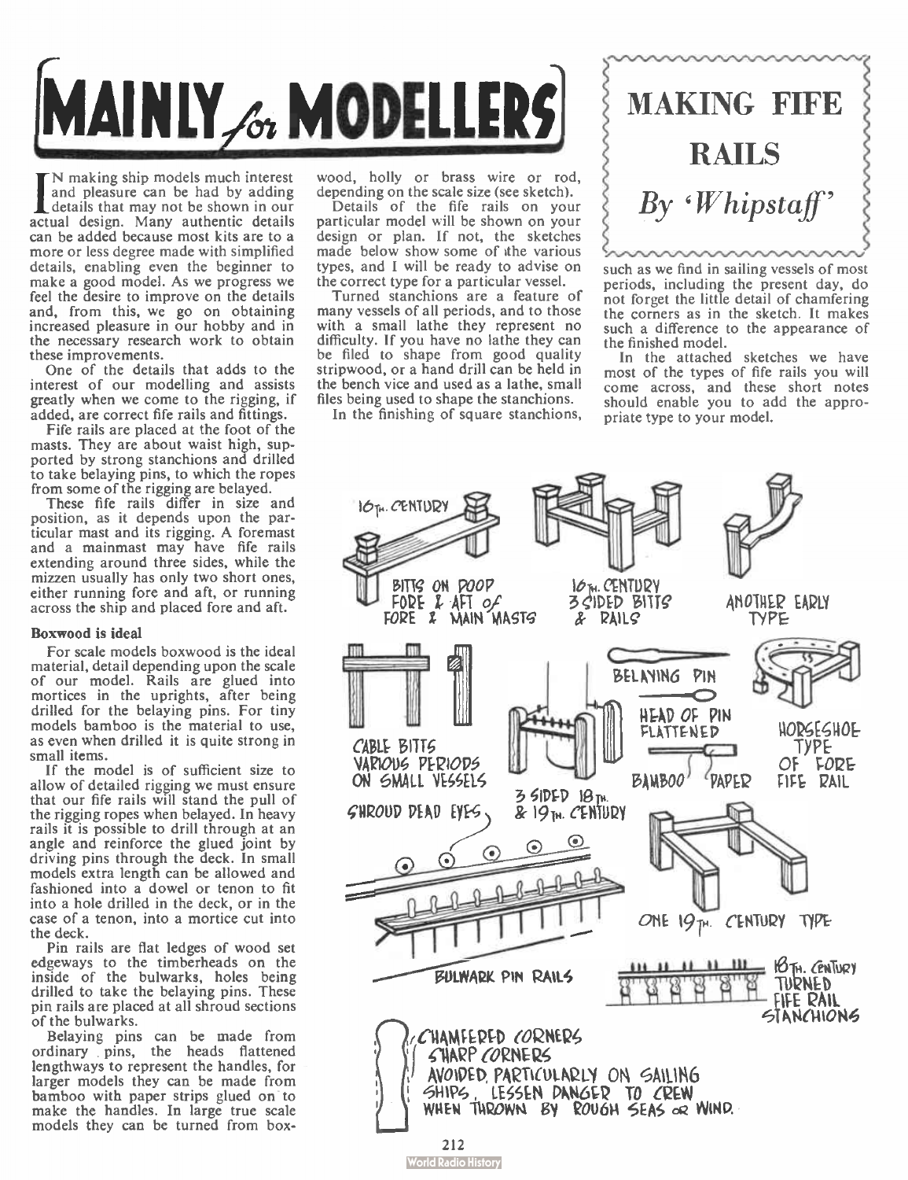# MAINLY *for* MODELLERS

## MAKING FIFE RAILS

*By 'Whipstaff'*

IN making ship models much interest and pleasure can be had by adding details that may not be shown in our actual design. Many authentic details can be added because most kits are to a more or less degree made with simplified details, enabling even the beginner to make a good model. As we progress we feel the desire to improve on the details and, from this, we go on obtaining increased pleasure in our hobby and in the necessary research work to obtain these improvements.

One of the details that adds to the interest of our modelling and assists greatly when we come to the rigging, if added, are correct fife rails and fittings.

Fife rails are placed at the foot of the masts. They are about waist high, supported by strong stanchions and drilled to take belaying pins, to which the ropes from some of the rigging are belayed.

These fife rails differ in size and position, as it depends upon the particular mast and its rigging. A foremast and a mainmast may have fife rails extending around three sides, while the mizzen usually has only two short ones, either running fore and aft, or running across the ship and placed fore and aft.

### Boxwood is ideal

For scale models boxwood is the ideal material, detail depending upon the scale of our model. Rails are glued into mortices in the uprights, after being drilled for the belaying pins. For tiny models bamboo is the material to use, as even when drilled it is quite strong in small items.

If the model is of sufficient size to allow of detailed rigging we must ensure that our fife rails will stand the pull of the rigging ropes when belayed. In heavy rails it is possible to drill through at an angle and reinforce the glued joint by driving pins through the deck. In small models extra length can be allowed and fashioned into a dowel or tenon to fit into a hole drilled in the deck, or in the case of a tenon, into a mortice cut into the deck.

Pin rails are flat ledges of wood set edgeways to the timberheads on the inside of the bulwarks, holes being drilled to take the belaying pins. These pin rails are placed at all shroud sections of the bulwarks.

Belaying pins can be made from ordinary pins, the heads flattened lengthways to represent the handles, for larger models they can be made from bamboo with paper strips glued on to make the handles. In large true scale models they can be turned from boxwood, holly or brass wire or rod, depending on the scale size (see sketch).

Details of the fife rails on your particular model will be shown on your design or plan. If not, the sketches made below show some of the various types, and I will be ready to advise on the correct type for a particular vessel.

Turned stanchions are a feature of many vessels of all periods, and to those with a small lathe they represent no difficulty. If you have no lathe they can be filed to shape from good quality stripwood, or a hand drill can be held in the bench vice and used as a lathe, small files being used to shape the stanchions.

In the finishing of square stanchions, such as we find in sailing vessels of most periods, including the present day, do not forget the little detail of chamfering the corners as in the sketch. It makes such a difference to the appearance of the finished model.

In the attached sketches we have most of the types of fife rails you will come across, and these short notes should enable you to add the appropriate type to your model.

16th. CENTURY — BITTS ON POOP FORE & AFT of FORE & MAIN MASTS

16th. CENTURY 3 SIDED BITTS & RAILS

ANOTHER EARLY TYPE

CABLE BITTS VARIOUS PERIODS ON SMALL VESSELS

3 SIDED 18th. & 19th. CENTURY

BELAYING PIN — HEAD OF PIN FLATTENED — BAMBOO — PAPER

HORSESHOE TYPE OF FORE FIFE RAIL

SHROUD DEAD EYES

BULWARK PIN RAILS

ONE 19th. CENTURY TYPE

18th. CENTURY TURNED FIFE RAIL STANCHIONS

CHAMFERED CORNERS — SHARP CORNERS AVOIDED, PARTICULARLY ON SAILING SHIPS, LESSEN DANGER TO CREW WHEN THROWN BY ROUGH SEAS OR WIND.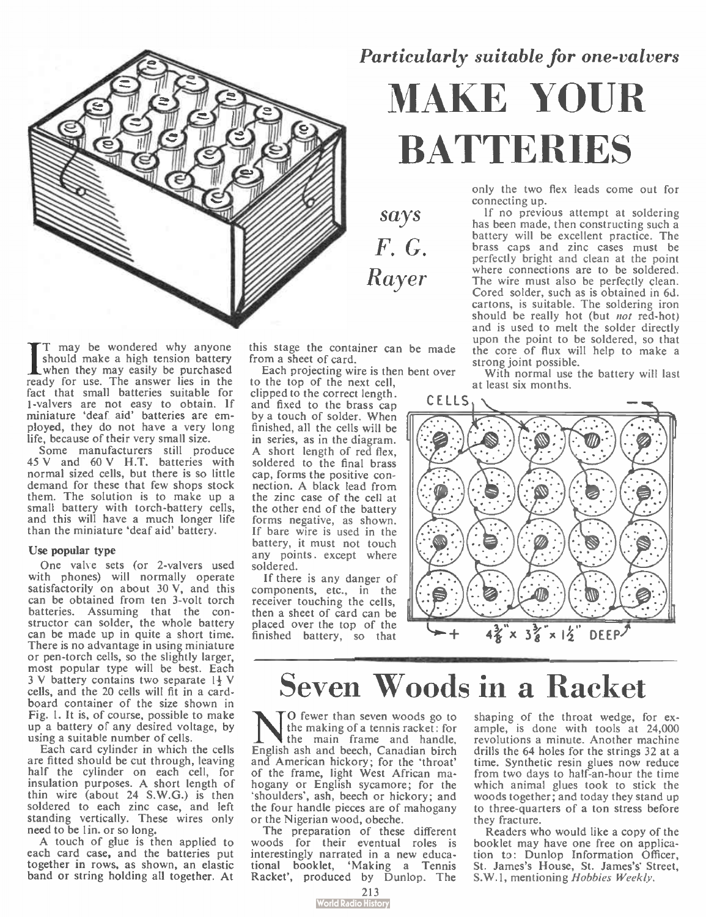*Particularly suitable for one-valvers*

# MAKE YOUR BATTERIES

*says F. G. Rayer*

It may be wondered why anyone should make a high tension battery when they may easily be purchased ready for use. The answer lies in the fact that small batteries suitable for 1-valvers are not easy to obtain. If miniature 'deaf aid' batteries are employed, they do not have a very long life, because of their very small size.

Some manufacturers still produce 45 V and 60 V H.T. batteries with normal sized cells, but there is so little demand for these that few shops stock them. The solution is to make up a small battery with torch-battery cells, and this will have a much longer life than the miniature 'deaf aid' battery.

### Use popular type

One valve sets (or 2-valvers used with phones) will normally operate satisfactorily on about 30 V, and this can be obtained from ten 3-volt torch batteries. Assuming that the constructor can solder, the whole battery can be made up in quite a short time. There is no advantage in using miniature or pen-torch cells, so the slightly larger, most popular type will be best. Each 3 V battery contains two separate 1½ V cells, and the 20 cells will fit in a cardboard container of the size shown in Fig. 1. It is, of course, possible to make up a battery of any desired voltage, by using a suitable number of cells.

Each card cylinder in which the cells are fitted should be cut through, leaving half the cylinder on each cell, for insulation purposes. A short length of thin wire (about 24 S.W.G.) is then soldered to each zinc case, and left standing vertically. These wires only need to be 1in. or so long.

A touch of glue is then applied to each card case, and the batteries put together in rows, as shown, an elastic band or string holding all together. At this stage the container can be made from a sheet of card.

Each projecting wire is then bent over to the top of the next cell, clipped to the correct length, and fixed to the brass cap by a touch of solder. When finished, all the cells will be in series, as in the diagram. A short length of red flex, soldered to the final brass cap, forms the positive connection. A black lead from the zinc case of the cell at the other end of the battery forms negative, as shown. If bare wire is used in the battery, it must not touch any points except where soldered.

If there is any danger of components, etc., in the receiver touching the cells, then a sheet of card can be placed over the top of the finished battery, so that only the two flex leads come out for connecting up.

If no previous attempt at soldering has been made, then constructing such a battery will be excellent practice. The brass caps and zinc cases must be perfectly bright and clean at the point where connections are to be soldered. The wire must also be perfectly clean. Cored solder, such as is obtained in 6d. cartons, is suitable. The soldering iron should be really hot (but *not* red-hot) and is used to melt the solder directly upon the point to be soldered, so that the core of flux will help to make a strong joint possible.

With normal use the battery will last at least six months.

CELLS — + 4⅜" × 3⅜" × 1½" DEEP

# Seven Woods in a Racket

No fewer than seven woods go to the making of a tennis racket: for the main frame and handle, English ash and beech, Canadian birch and American hickory; for the 'throat' of the frame, light West African mahogany or English sycamore; for the 'shoulders', ash, beech or hickory; and the four handle pieces are of mahogany or the Nigerian wood, obeche.

The preparation of these different woods for their eventual roles is interestingly narrated in a new educational booklet, 'Making a Tennis Racket', produced by Dunlop. The shaping of the throat wedge, for example, is done with tools at 24,000 revolutions a minute. Another machine drills the 64 holes for the strings 32 at a time. Synthetic resin glues now reduce from two days to half-an-hour the time which animal glues took to stick the woods together; and today they stand up to three-quarters of a ton stress before they fracture.

Readers who would like a copy of the booklet may have one free on application to: Dunlop Information Officer, St. James's House, St. James's Street, S.W.1, mentioning *Hobbies Weekly*.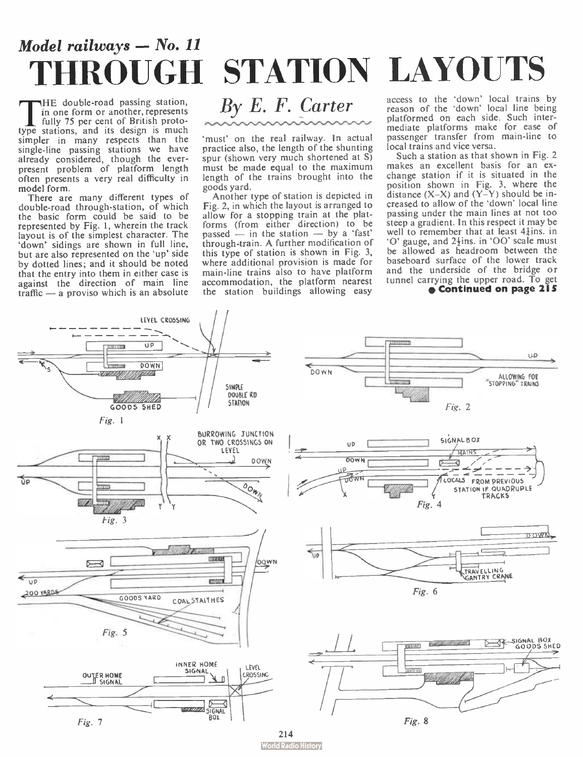## Model railways — No. 11

# THROUGH STATION LAYOUTS

## By E. F. Carter

The double-road passing station, in one form or another, represents fully 75 per cent of British prototype stations, and its design is much simpler in many respects than the single-line passing stations we have already considered, though the ever-present problem of platform length often presents a very real difficulty in model form.

There are many different types of double-road through-station, of which the basic form could be said to be represented by Fig. 1, wherein the track layout is of the simplest character. The 'down' sidings are shown in full line, but are also represented on the 'up' side by dotted lines; and it should be noted that the entry into them in either case is against the direction of main line traffic — a proviso which is an absolute 'must' on the real railway. In actual practice also, the length of the shunting spur (shown very much shortened at S) must be made equal to the maximum length of the trains brought into the goods yard.

Another type of station is depicted in Fig. 2, in which the layout is arranged to allow for a stopping train at the platforms (from either direction) to be passed — in the station — by a 'fast' through-train. A further modification of this type of station is shown in Fig. 3, where additional provision is made for main-line trains also to have platform accommodation, the platform nearest the station buildings allowing easy access to the 'down' local trains by reason of the 'down' local line being platformed on each side. Such intermediate platforms make for ease of passenger transfer from main-line to local trains and vice versa.

Such a station as that shown in Fig. 2 makes an excellent basis for an exchange station if it is situated in the position shown in Fig. 3, where the distance (X–X) and (Y–Y) should be increased to allow of the 'down' local line passing under the main lines at not too steep a gradient. In this respect it may be well to remember that at least 4½ins. in 'O' gauge, and 2¼ins. in 'OO' scale must be allowed as headroom between the baseboard surface of the lower track and the underside of the bridge or tunnel carrying the upper road. To get

**Continued on page 215**

LEVEL CROSSING — UP — DOWN — S — GOODS SHED — SIMPLE DOUBLE RD STATION

*Fig. 1*

DOWN — UP — ALLOWING FOR "STOPPING" TRAINS

*Fig. 2*

X X — BURROWING JUNCTION OR TWO CROSSINGS ON LEVEL — DOWN — UP — DOWN — Y Y

*Fig. 3*

UP — SIGNAL BOX — MAINS — DOWN — UP — DOWN — X — Y — LOCALS FROM PREVIOUS STATION IF QUADRUPLE TRACKS

*Fig. 4*

DOWN — UP — 200 YARDS — GOODS YARD — COAL STAITHES

*Fig. 5*

UP — DOWN — TRAVELLING GANTRY CRANE

*Fig. 6*

OUTER HOME SIGNAL — INNER HOME SIGNAL — LEVEL CROSSING — SIGNAL BOX

*Fig. 7*

SIGNAL BOX — GOODS SHED

*Fig. 8*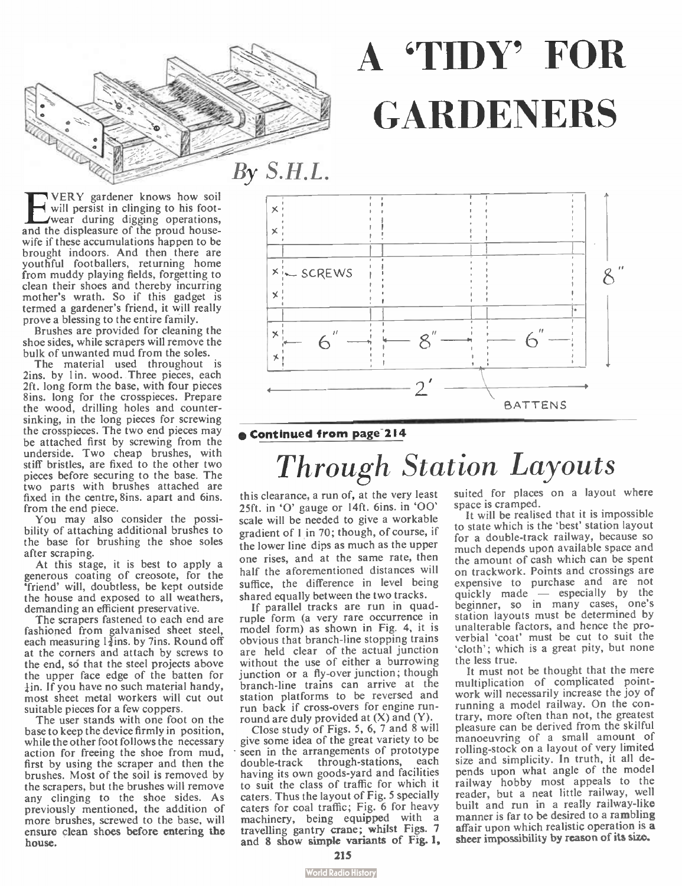# A 'TIDY' FOR GARDENERS

*By S.H.L.*

EVERY gardener knows how soil will persist in clinging to his footwear during digging operations, and the displeasure of the proud housewife if these accumulations happen to be brought indoors. And then there are youthful footballers, returning home from muddy playing fields, forgetting to clean their shoes and thereby incurring mother's wrath. So if this gadget is termed a gardener's friend, it will really prove a blessing to the entire family.

Brushes are provided for cleaning the shoe sides, while scrapers will remove the bulk of unwanted mud from the soles.

The material used throughout is 2ins. by 1in. wood. Three pieces, each 2ft. long form the base, with four pieces 8ins. long for the crosspieces. Prepare the wood, drilling holes and countersinking, in the long pieces for screwing the crosspieces. The two end pieces may be attached first by screwing from the underside. Two cheap brushes, with stiff bristles, are fixed to the other two pieces before securing to the base. The two parts with brushes attached are fixed in the centre, 8ins. apart and 6ins. from the end piece.

You may also consider the possibility of attaching additional brushes to the base for brushing the shoe soles after scraping.

At this stage, it is best to apply a generous coating of creosote, for the 'friend' will, doubtless, be kept outside the house and exposed to all weathers, demanding an efficient preservative.

The scrapers fastened to each end are fashioned from galvanised sheet steel, each measuring 1¾ins. by 7ins. Round off at the corners and attach by screws to the end, so that the steel projects above the upper face edge of the batten for ¼in. If you have no such material handy, most sheet metal workers will cut out suitable pieces for a few coppers.

The user stands with one foot on the base to keep the device firmly in position, while the other foot follows the necessary action for freeing the shoe from mud, first by using the scraper and then the brushes. Most of the soil is removed by the scrapers, but the brushes will remove any clinging to the shoe sides. As previously mentioned, the addition of more brushes, screwed to the base, will ensure clean shoes before entering the house.

SCREWS — 6″ — 8″ — 6″ — 8″ — 2′ — BATTENS

● Continued from page 214

# Through Station Layouts

this clearance, a run of, at the very least 25ft. in 'O' gauge or 14ft. 6ins. in 'OO' scale will be needed to give a workable gradient of 1 in 70; though, of course, if the lower line dips as much as the upper one rises, and at the same rate, then half the aforementioned distances will suffice, the difference in level being shared equally between the two tracks.

If parallel tracks are run in quadruple form (a very rare occurrence in model form) as shown in Fig. 4, it is obvious that branch-line stopping trains are held clear of the actual junction without the use of either a burrowing junction or a fly-over junction; though branch-line trains can arrive at the station platforms to be reversed and run back if cross-overs for engine run-round are duly provided at (X) and (Y).

Close study of Figs. 5, 6, 7 and 8 will give some idea of the great variety to be seen in the arrangements of prototype double-track through-stations, each having its own goods-yard and facilities to suit the class of traffic for which it caters. Thus the layout of Fig. 5 specially caters for coal traffic; Fig. 6 for heavy machinery, being equipped with a travelling gantry crane; whilst Figs. 7 and 8 show simple variants of Fig. 1, suited for places on a layout where space is cramped.

It will be realised that it is impossible to state which is the 'best' station layout for a double-track railway, because so much depends upon available space and the amount of cash which can be spent on trackwork. Points and crossings are expensive to purchase and are not quickly made — especially by the beginner, so in many cases, one's station layouts must be determined by unalterable factors, and hence the proverbial 'coat' must be cut to suit the 'cloth'; which is a great pity, but none the less true.

It must not be thought that the mere multiplication of complicated pointwork will necessarily increase the joy of running a model railway. On the contrary, more often than not, the greatest pleasure can be derived from the skilful manoeuvring of a small amount of rolling-stock on a layout of very limited size and simplicity. In truth, it all depends upon what angle of the model railway hobby most appeals to the reader, but a neat little railway, well built and run in a really railway-like manner is far to be desired to a rambling affair upon which realistic operation is a sheer impossibility by reason of its size.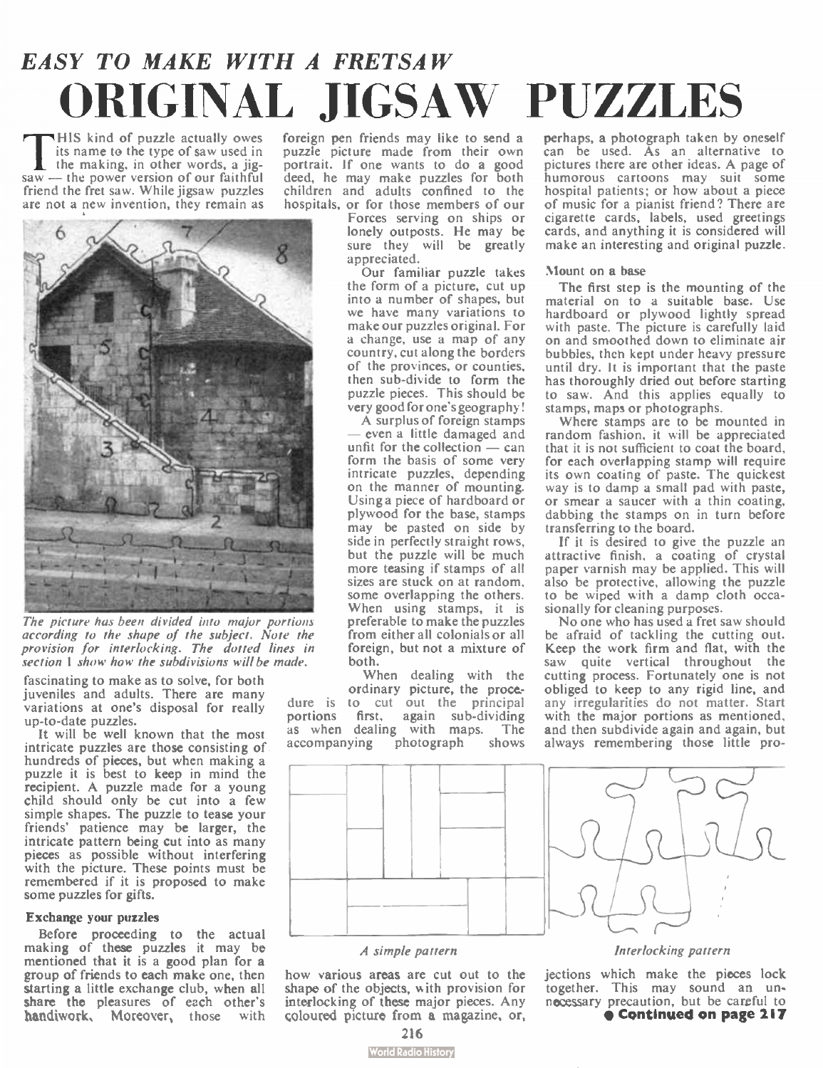# EASY TO MAKE WITH A FRETSAW

# ORIGINAL JIGSAW PUZZLES

THIS kind of puzzle actually owes its name to the type of saw used in the making, in other words, a jigsaw — the power version of our faithful friend the fret saw. While jigsaw puzzles are not a new invention, they remain as fascinating to make as to solve, for both juveniles and adults. There are many variations at one's disposal for really up-to-date puzzles.

*The picture has been divided into major portions according to the shape of the subject. Note the provision for interlocking. The dotted lines in section 1 show how the subdivisions will be made.*

It will be well known that the most intricate puzzles are those consisting of hundreds of pieces, but when making a puzzle it is best to keep in mind the recipient. A puzzle made for a young child should only be cut into a few simple shapes. The puzzle to tease your friends' patience may be larger, the intricate pattern being cut into as many pieces as possible without interfering with the picture. These points must be remembered if it is proposed to make some puzzles for gifts.

### Exchange your puzzles

Before proceeding to the actual making of these puzzles it may be mentioned that it is a good plan for a group of friends to each make one, then starting a little exchange club, when all share the pleasures of each other's handiwork. Moreover, those with foreign pen friends may like to send a puzzle picture made from their own portrait. If one wants to do a good deed, he may make puzzles for both children and adults confined to the hospitals, or for those members of our Forces serving on ships or lonely outposts. He may be sure they will be greatly appreciated.

Our familiar puzzle takes the form of a picture, cut up into a number of shapes, but we have many variations to make our puzzles original. For a change, use a map of any country, cut along the borders of the provinces, or counties, then sub-divide to form the puzzle pieces. This should be very good for one's geography!

A surplus of foreign stamps — even a little damaged and unfit for the collection — can form the basis of some very intricate puzzles, depending on the manner of mounting. Using a piece of hardboard or plywood for the base, stamps may be pasted on side by side in perfectly straight rows, but the puzzle will be much more teasing if stamps of all sizes are stuck on at random, some overlapping the others. When using stamps, it is preferable to make the puzzles from either all colonials or all foreign, but not a mixture of both.

When dealing with the ordinary picture, the procedure is to cut out the principal portions first, again sub-dividing as when dealing with maps. The accompanying photograph shows how various areas are cut out to the shape of the objects, with provision for interlocking of these major pieces. Any coloured picture from a magazine, or, perhaps, a photograph taken by oneself can be used. As an alternative to pictures there are other ideas. A page of humorous cartoons may suit some hospital patients; or how about a piece of music for a pianist friend? There are cigarette cards, labels, used greetings cards, and anything it is considered will make an interesting and original puzzle.

### Mount on a base

The first step is the mounting of the material on to a suitable base. Use hardboard or plywood lightly spread with paste. The picture is carefully laid on and smoothed down to eliminate air bubbles, then kept under heavy pressure until dry. It is important that the paste has thoroughly dried out before starting to saw. And this applies equally to stamps, maps or photographs.

Where stamps are to be mounted in random fashion, it will be appreciated that it is not sufficient to coat the board, for each overlapping stamp will require its own coating of paste. The quickest way is to damp a small pad with paste, or smear a saucer with a thin coating, dabbing the stamps on in turn before transferring to the board.

If it is desired to give the puzzle an attractive finish, a coating of crystal paper varnish may be applied. This will also be protective, allowing the puzzle to be wiped with a damp cloth occasionally for cleaning purposes.

No one who has used a fret saw should be afraid of tackling the cutting out. Keep the work firm and flat, with the saw quite vertical throughout the cutting process. Fortunately one is not obliged to keep to any rigid line, and any irregularities do not matter. Start with the major portions as mentioned, and then subdivide again and again, but always remembering those little projections which make the pieces lock together. This may sound an unnecessary precaution, but be careful to

*A simple pattern*

*Interlocking pattern*

● **Continued on page 217**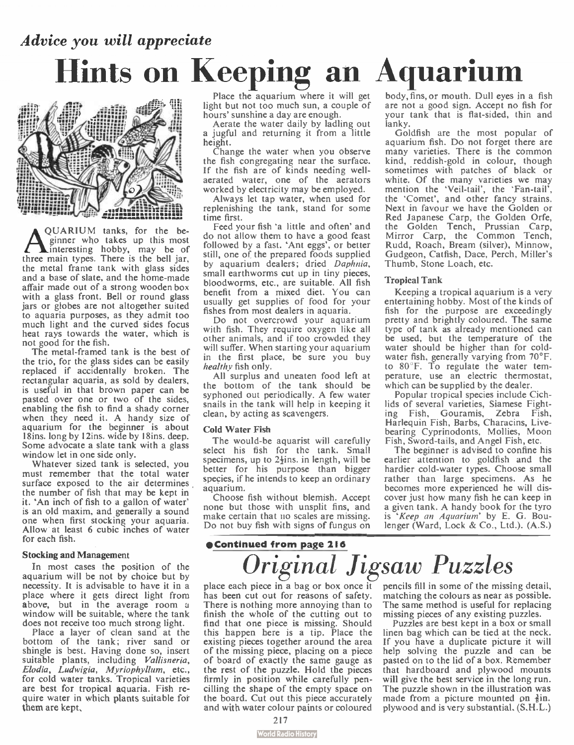*Advice you will appreciate*

# Hints on Keeping an Aquarium

AQUARIUM tanks, for the beginner who takes up this most interesting hobby, may be of three main types. There is the bell jar, the metal frame tank with glass sides and a base of slate, and the home-made affair made out of a strong wooden box with a glass front. Bell or round glass jars or globes are not altogether suited to aquaria purposes, as they admit too much light and the curved sides focus heat rays towards the water, which is not good for the fish.

The metal-framed tank is the best of the trio, for the glass sides can be easily replaced if accidentally broken. The rectangular aquaria, as sold by dealers, is useful in that brown paper can be pasted over one or two of the sides, enabling the fish to find a shady corner when they need it. A handy size of aquarium for the beginner is about 18ins. long by 12ins. wide by 18ins. deep. Some advocate a slate tank with a glass window let in one side only.

Whatever sized tank is selected, you must remember that the total water surface exposed to the air determines the number of fish that may be kept in it. 'An inch of fish to a gallon of water' is an old maxim, and generally a sound one when first stocking your aquaria. Allow at least 6 cubic inches of water for each fish.

### Stocking and Management

In most cases the position of the aquarium will be not by choice but by necessity. It is advisable to have it in a place where it gets direct light from above, but in the average room a window will be suitable, where the tank does not receive too much strong light.

Place a layer of clean sand at the bottom of the tank; river sand or shingle is best. Having done so, insert suitable plants, including *Vallisneria*, *Elodia*, *Ludwigia*, *Myriophyllum*, etc., for cold water tanks. Tropical varieties are best for tropical aquaria. Fish require water in which plants suitable for them are kept.

Place the aquarium where it will get light but not too much sun, a couple of hours' sunshine a day are enough.

Aerate the water daily by ladling out a jugful and returning it from a little height.

Change the water when you observe the fish congregating near the surface. If the fish are of kinds needing well-aerated water, one of the aerators worked by electricity may be employed.

Always let tap water, when used for replenishing the tank, stand for some time first.

Feed your fish 'a little and often' and do not allow them to have a good feast followed by a fast. 'Ant eggs', or better still, one of the prepared foods supplied by aquarium dealers; dried *Daphnia*, small earthworms cut up in tiny pieces, bloodworms, etc., are suitable. All fish benefit from a mixed diet. You can usually get supplies of food for your fishes from most dealers in aquaria.

Do not overcrowd your aquarium with fish. They require oxygen like all other animals, and if too crowded they will suffer. When starting your aquarium in the first place, be sure you buy *healthy* fish only.

All surplus and uneaten food left at the bottom of the tank should be syphoned out periodically. A few water snails in the tank will help in keeping it clean, by acting as scavengers.

### Cold Water Fish

The would-be aquarist will carefully select his fish for the tank. Small specimens, up to 2½ins. in length, will be better for his purpose than bigger species, if he intends to keep an ordinary aquarium.

Choose fish without blemish. Accept none but those with unsplit fins, and make certain that no scales are missing. Do not buy fish with signs of fungus on body, fins, or mouth. Dull eyes in a fish are not a good sign. Accept no fish for your tank that is flat-sided, thin and lanky.

Goldfish are the most popular of aquarium fish. Do not forget there are many varieties. There is the common kind, reddish-gold in colour, though sometimes with patches of black or white. Of the many varieties we may mention the 'Veil-tail', the 'Fan-tail', the 'Comet', and other fancy strains. Next in favour we have the Golden or Red Japanese Carp, the Golden Orfe, the Golden Tench, Prussian Carp, Mirror Carp, the Common Tench, Rudd, Roach, Bream (silver), Minnow, Gudgeon, Catfish, Dace, Perch, Miller's Thumb, Stone Loach, etc.

### Tropical Tank

Keeping a tropical aquarium is a very entertaining hobby. Most of the kinds of fish for the purpose are exceedingly pretty and brightly coloured. The same type of tank as already mentioned can be used, but the temperature of the water should be higher than for cold-water fish, generally varying from 70°F. to 80°F. To regulate the water temperature, use an electric thermostat, which can be supplied by the dealer.

Popular tropical species include Cichlids of several varieties, Siamese Fighting Fish, Gouramis, Zebra Fish, Harlequin Fish, Barbs, Characins, Live-bearing Cyprinodonts, Mollies, Moon Fish, Sword-tails, and Angel Fish, etc.

The beginner is advised to confine his earlier attention to goldfish and the hardier cold-water types. Choose small rather than large specimens. As he becomes more experienced he will discover just how many fish he can keep in a given tank. A handy book for the tyro is '*Keep an Aquarium*' by E. G. Boulenger (Ward, Lock & Co., Ltd.). (A.S.)

**● Continued from page 216**

# *Original Jigsaw Puzzles*

place each piece in a bag or box once it has been cut out for reasons of safety. There is nothing more annoying than to finish the whole of the cutting out to find that one piece is missing. Should this happen here is a tip. Place the existing pieces together around the area of the missing piece, placing on a piece of board of exactly the same gauge as the rest of the puzzle. Hold the pieces firmly in position while carefully pencilling the shape of the empty space on the board. Cut out this piece accurately and with water colour paints or coloured pencils fill in some of the missing detail, matching the colours as near as possible. The same method is useful for replacing missing pieces of any existing puzzles.

Puzzles are best kept in a box or small linen bag which can be tied at the neck. If you have a duplicate picture it will help solving the puzzle and can be pasted on to the lid of a box. Remember that hardboard and plywood mounts will give the best service in the long run. The puzzle shown in the illustration was made from a picture mounted on ⅜in. plywood and is very substantial. (S.H.L.)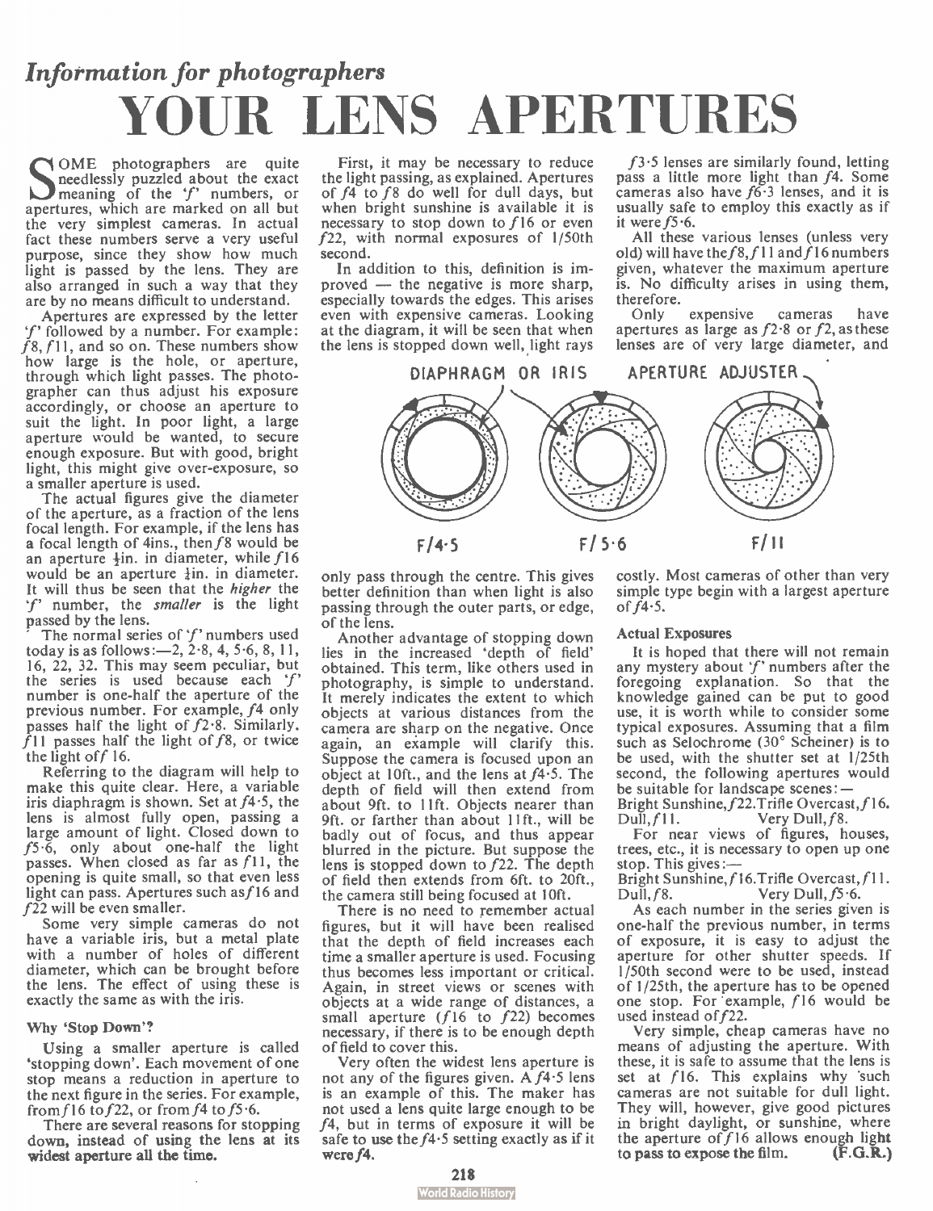*Information for photographers*

# YOUR LENS APERTURES

SOME photographers are quite needlessly puzzled about the exact meaning of the '*f*' numbers, or apertures, which are marked on all but the very simplest cameras. In actual fact these numbers serve a very useful purpose, since they show how much light is passed by the lens. They are also arranged in such a way that they are by no means difficult to understand.

Apertures are expressed by the letter '*f*' followed by a number. For example: *f*8, *f*11, and so on. These numbers show how large is the hole, or aperture, through which light passes. The photographer can thus adjust his exposure accordingly, or choose an aperture to suit the light. In poor light, a large aperture would be wanted, to secure enough exposure. But with good, bright light, this might give over-exposure, so a smaller aperture is used.

The actual figures give the diameter of the aperture, as a fraction of the lens focal length. For example, if the lens has a focal length of 4ins., then *f*8 would be an aperture ½in. in diameter, while *f*16 would be an aperture ¼in. in diameter. It will thus be seen that the *higher* the '*f*' number, the *smaller* is the light passed by the lens.

The normal series of '*f*' numbers used today is as follows:—2, 2·8, 4, 5·6, 8, 11, 16, 22, 32. This may seem peculiar, but the series is used because each '*f*' number is one-half the aperture of the previous number. For example, *f*4 only passes half the light of *f*2·8. Similarly, *f*11 passes half the light of *f*8, or twice the light of *f* 16.

Referring to the diagram will help to make this quite clear. Here, a variable iris diaphragm is shown. Set at *f*4·5, the lens is almost fully open, passing a large amount of light. Closed down to *f*5·6, only about one-half the light passes. When closed as far as *f*11, the opening is quite small, so that even less light can pass. Apertures such as *f*16 and *f*22 will be even smaller.

Some very simple cameras do not have a variable iris, but a metal plate with a number of holes of different diameter, which can be brought before the lens. The effect of using these is exactly the same as with the iris.

### Why 'Stop Down'?

Using a smaller aperture is called 'stopping down'. Each movement of one stop means a reduction in aperture to the next figure in the series. For example, from *f*16 to *f*22, or from *f*4 to *f*5·6.

There are several reasons for stopping down, instead of using the lens at its widest aperture all the time.

First, it may be necessary to reduce the light passing, as explained. Apertures of *f*4 to *f*8 do well for dull days, but when bright sunshine is available it is necessary to stop down to *f*16 or even *f*22, with normal exposures of 1/50th second.

In addition to this, definition is improved — the negative is more sharp, especially towards the edges. This arises even with expensive cameras. Looking at the diagram, it will be seen that when the lens is stopped down well, light rays only pass through the centre. This gives better definition than when light is also passing through the outer parts, or edge, of the lens.

DIAPHRAGM OR IRIS — APERTURE ADJUSTER

F/4·5 — F/5·6 — F/11

Another advantage of stopping down lies in the increased 'depth of field' obtained. This term, like others used in photography, is simple to understand. It merely indicates the extent to which objects at various distances from the camera are sharp on the negative. Once again, an example will clarify this. Suppose the camera is focused upon an object at 10ft., and the lens at *f*4·5. The depth of field will then extend from about 9ft. to 11ft. Objects nearer than 9ft. or farther than about 11ft., will be badly out of focus, and thus appear blurred in the picture. But suppose the lens is stopped down to *f*22. The depth of field then extends from 6ft. to 20ft., the camera still being focused at 10ft.

There is no need to remember actual figures, but it will have been realised that the depth of field increases each time a smaller aperture is used. Focusing thus becomes less important or critical. Again, in street views or scenes with objects at a wide range of distances, a small aperture (*f*16 to *f*22) becomes necessary, if there is to be enough depth of field to cover this.

Very often the widest lens aperture is not any of the figures given. A *f*4·5 lens is an example of this. The maker has not used a lens quite large enough to be *f*4, but in terms of exposure it will be safe to use the *f*4·5 setting exactly as if it were *f*4.

*f*3·5 lenses are similarly found, letting pass a little more light than *f*4. Some cameras also have *f*6·3 lenses, and it is usually safe to employ this exactly as if it were *f*5·6.

All these various lenses (unless very old) will have the *f*8, *f*11 and *f*16 numbers given, whatever the maximum aperture is. No difficulty arises in using them, therefore.

Only expensive cameras have apertures as large as *f*2·8 or *f*2, as these lenses are of very large diameter, and costly. Most cameras of other than very simple type begin with a largest aperture of *f*4·5.

### Actual Exposures

It is hoped that there will not remain any mystery about '*f*' numbers after the foregoing explanation. So that the knowledge gained can be put to good use, it is worth while to consider some typical exposures. Assuming that a film such as Selochrome (30° Scheiner) is to be used, with the shutter set at 1/25th second, the following apertures would be suitable for landscape scenes:—

Bright Sunshine, *f*22. Trifle Overcast, *f*16.
Dull, *f*11. Very Dull, *f*8.

For near views of figures, houses, trees, etc., it is necessary to open up one stop. This gives:—

Bright Sunshine, *f*16. Trifle Overcast, *f*11.
Dull, *f*8. Very Dull, *f*5·6.

As each number in the series given is one-half the previous number, in terms of exposure, it is easy to adjust the aperture for other shutter speeds. If 1/50th second were to be used, instead of 1/25th, the aperture has to be opened one stop. For example, *f*16 would be used instead of *f*22.

Very simple, cheap cameras have no means of adjusting the aperture. With these, it is safe to assume that the lens is set at *f*16. This explains why such cameras are not suitable for dull light. They will, however, give good pictures in bright daylight, or sunshine, where the aperture of *f*16 allows enough light to pass to expose the film. **(F.G.R.)**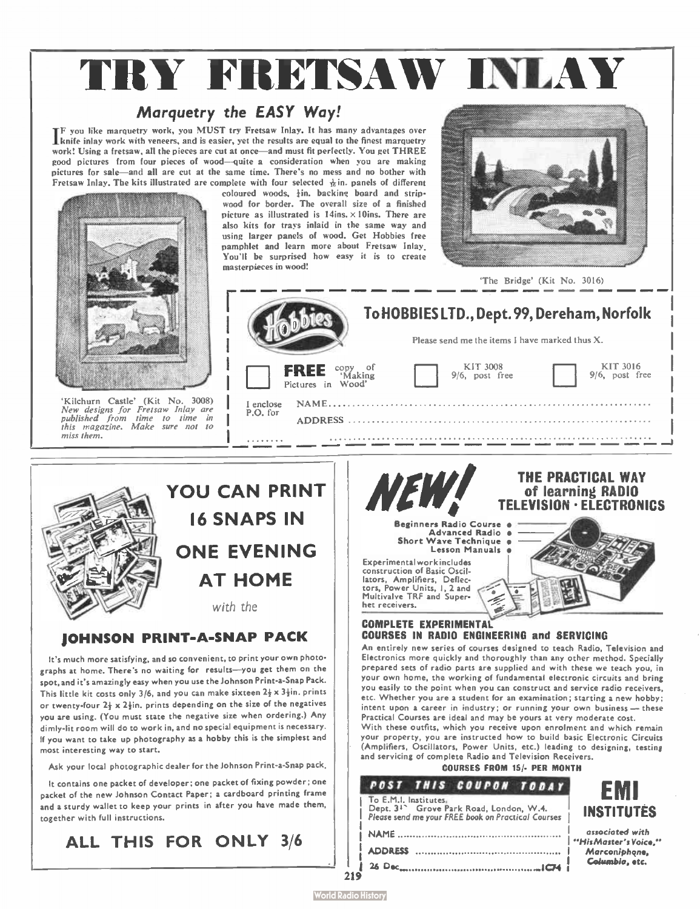# TRY FRETSAW INLAY

## *Marquetry the EASY Way!*

IF you like marquetry work, you MUST try Fretsaw Inlay. It has many advantages over knife inlay work with veneers, and is easier, yet the results are equal to the finest marquetry work! Using a fretsaw, all the pieces are cut at once—and must fit perfectly. You get THREE good pictures from four pieces of wood—quite a consideration when you are making pictures for sale—and all are cut at the same time. There's no mess and no bother with Fretsaw Inlay. The kits illustrated are complete with four selected $\frac{1}{16}$ in. panels of different coloured woods, $\frac{1}{4}$in. backing board and stripwood for border. The overall size of a finished picture as illustrated is 14ins. × 10ins. There are also kits for trays inlaid in the same way and using larger panels of wood. Get Hobbies free pamphlet and learn more about Fretsaw Inlay. You'll be surprised how easy it is to create masterpieces in wood!

'Kilchurn Castle' (Kit No. 3008) *New designs for Fretsaw Inlay are published from time to time in this magazine. Make sure not to miss them.*

'The Bridge' (Kit No. 3016)

**To HOBBIES LTD., Dept. 99, Dereham, Norfolk**

Please send me the items I have marked thus X.

☐ **FREE** copy of 'Making Pictures in Wood'

☐ KIT 3008 9/6, post free

☐ KIT 3016 9/6, post free

I enclose P.O. for ........

NAME........................................................................

ADDRESS ....................................................................

..............................................................................

---

# YOU CAN PRINT 16 SNAPS IN ONE EVENING AT HOME

*with the*

## JOHNSON PRINT-A-SNAP PACK

It's much more satisfying, and so convenient, to print your own photographs at home. There's no waiting for results—you get them on the spot, and it's amazingly easy when you use the Johnson Print-a-Snap Pack. This little kit costs only 3/6, and you can make sixteen $2\frac{1}{4}$ x $3\frac{1}{4}$in. prints or twenty-four $2\frac{1}{4}$ x $2\frac{1}{4}$in. prints depending on the size of the negatives you are using. (You must state the negative size when ordering.) Any dimly-lit room will do to work in, and no special equipment is necessary. If you want to take up photography as a hobby this is the simplest and most interesting way to start.

Ask your local photographic dealer for the Johnson Print-a-Snap pack.

It contains one packet of developer; one packet of fixing powder; one packet of the new Johnson Contact Paper; a cardboard printing frame and a sturdy wallet to keep your prints in after you have made them, together with full instructions.

## ALL THIS FOR ONLY 3/6

---

# NEW!

## THE PRACTICAL WAY of learning RADIO TELEVISION · ELECTRONICS

- Beginners Radio Course
- Advanced Radio
- Short Wave Technique
- Lesson Manuals

Experimental work includes construction of Basic Oscillators, Amplifiers, Deflectors, Power Units, 1, 2 and Multivalve TRF and Superhet receivers.

### COMPLETE EXPERIMENTAL COURSES IN RADIO ENGINEERING and SERVICING

An entirely new series of courses designed to teach Radio, Television and Electronics more quickly and thoroughly than any other method. Specially prepared sets of radio parts are supplied and with these we teach you, in your own home, the working of fundamental electronic circuits and bring you easily to the point when you can construct and service radio receivers, etc. Whether you are a student for an examination; starting a new hobby; intent upon a career in industry; or running your own business — these Practical Courses are ideal and may be yours at very moderate cost.

With these outfits, which you receive upon enrolment and which remain your property, you are instructed how to build basic Electronic Circuits (Amplifiers, Oscillators, Power Units, etc.) leading to designing, testing and servicing of complete Radio and Television Receivers.

**COURSES FROM 15/- PER MONTH**

**POST THIS COUPON TODAY**

To E.M.I. Institutes, Dept. 31 Grove Park Road, London, W.4.
*Please send me your FREE book on Practical Courses*

NAME ........................................................

ADDRESS ....................................................

26 Dec.............................................IC74

**EMI INSTITUTES**

*associated with "His Master's Voice," Marconiphone, Columbia, etc.*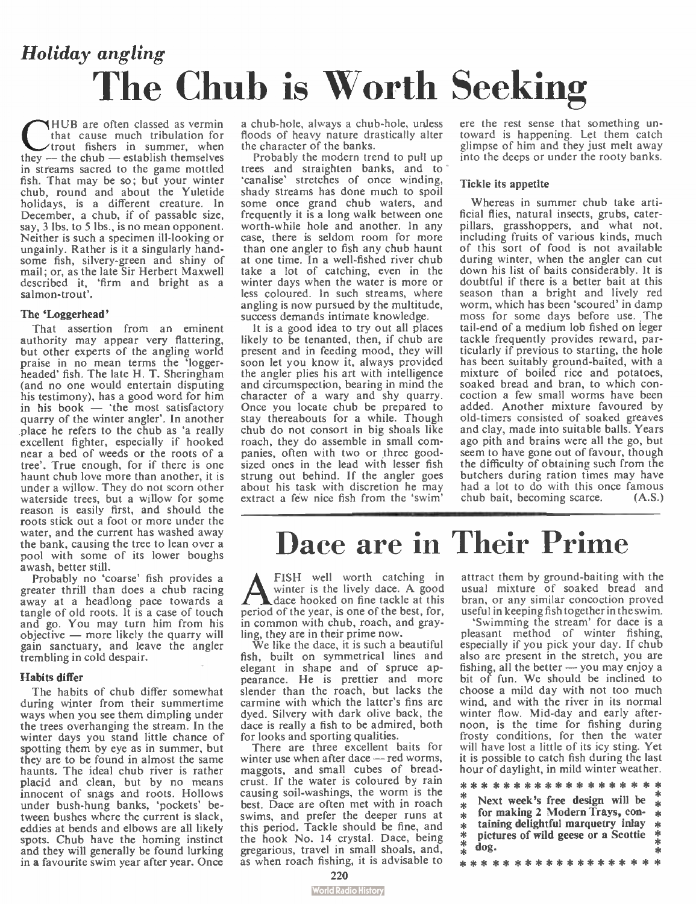*Holiday angling*

# The Chub is Worth Seeking

CHUB are often classed as vermin that cause much tribulation for trout fishers in summer, when they — the chub — establish themselves in streams sacred to the game mottled fish. That may be so; but your winter chub, round and about the Yuletide holidays, is a different creature. In December, a chub, if of passable size, say, 3 lbs. to 5 lbs., is no mean opponent. Neither is such a specimen ill-looking or ungainly. Rather is it a singularly handsome fish, silvery-green and shiny of mail; or, as the late Sir Herbert Maxwell described it, 'firm and bright as a salmon-trout'.

### The 'Loggerhead'

That assertion from an eminent authority may appear very flattering, but other experts of the angling world praise in no mean terms the 'loggerheaded' fish. The late H. T. Sheringham (and no one would entertain disputing his testimony), has a good word for him in his book — 'the most satisfactory quarry of the winter angler'. In another place he refers to the chub as 'a really excellent fighter, especially if hooked near a bed of weeds or the roots of a tree'. True enough, for if there is one haunt chub love more than another, it is under a willow. They do not scorn other waterside trees, but a willow for some reason is easily first, and should the roots stick out a foot or more under the water, and the current has washed away the bank, causing the tree to lean over a pool with some of its lower boughs awash, better still.

Probably no 'coarse' fish provides a greater thrill than does a chub racing away at a headlong pace towards a tangle of old roots. It is a case of touch and go. You may turn him from his objective — more likely the quarry will gain sanctuary, and leave the angler trembling in cold despair.

### Habits differ

The habits of chub differ somewhat during winter from their summertime ways when you see them dimpling under the trees overhanging the stream. In the winter days you stand little chance of spotting them by eye as in summer, but they are to be found in almost the same haunts. The ideal chub river is rather placid and clean, but by no means innocent of snags and roots. Hollows under bush-hung banks, 'pockets' between bushes where the current is slack, eddies at bends and elbows are all likely spots. Chub have the homing instinct and they will generally be found lurking in a favourite swim year after year. Once a chub-hole, always a chub-hole, unless floods of heavy nature drastically alter the character of the banks.

Probably the modern trend to pull up trees and straighten banks, and to 'canalise' stretches of once winding, shady streams has done much to spoil some once grand chub waters, and frequently it is a long walk between one worth-while hole and another. In any case, there is seldom room for more than one angler to fish any chub haunt at one time. In a well-fished river chub take a lot of catching, even in the winter days when the water is more or less coloured. In such streams, where angling is now pursued by the multitude, success demands intimate knowledge.

It is a good idea to try out all places likely to be tenanted, then, if chub are present and in feeding mood, they will soon let you know it, always provided the angler plies his art with intelligence and circumspection, bearing in mind the character of a wary and shy quarry. Once you locate chub be prepared to stay thereabouts for a while. Though chub do not consort in big shoals like roach, they do assemble in small companies, often with two or three good-sized ones in the lead with lesser fish strung out behind. If the angler goes about his task with discretion he may extract a few nice fish from the 'swim' ere the rest sense that something untoward is happening. Let them catch glimpse of him and they just melt away into the deeps or under the rooty banks.

### Tickle its appetite

Whereas in summer chub take artificial flies, natural insects, grubs, caterpillars, grasshoppers, and what not, including fruits of various kinds, much of this sort of food is not available during winter, when the angler can cut down his list of baits considerably. It is doubtful if there is a better bait at this season than a bright and lively red worm, which has been 'scoured' in damp moss for some days before use. The tail-end of a medium lob fished on leger tackle frequently provides reward, particularly if previous to starting, the hole has been suitably ground-baited, with a mixture of boiled rice and potatoes, soaked bread and bran, to which concoction a few small worms have been added. Another mixture favoured by old-timers consisted of soaked greaves and clay, made into suitable balls. Years ago pith and brains were all the go, but seem to have gone out of favour, though the difficulty of obtaining such from the butchers during ration times may have had a lot to do with this once famous chub bait, becoming scarce. (A.S.)

# Dace are in Their Prime

A FISH well worth catching in winter is the lively dace. A good dace hooked on fine tackle at this period of the year, is one of the best, for, in common with chub, roach, and grayling, they are in their prime now.

We like the dace, it is such a beautiful fish, built on symmetrical lines and elegant in shape and of spruce appearance. He is prettier and more slender than the roach, but lacks the carmine with which the latter's fins are dyed. Silvery with dark olive back, the dace is really a fish to be admired, both for looks and sporting qualities.

There are three excellent baits for winter use when after dace — red worms, maggots, and small cubes of breadcrust. If the water is coloured by rain causing soil-washings, the worm is the best. Dace are often met with in roach swims, and prefer the deeper runs at this period. Tackle should be fine, and the hook No. 14 crystal. Dace, being gregarious, travel in small shoals, and, as when roach fishing, it is advisable to attract them by ground-baiting with the usual mixture of soaked bread and bran, or any similar concoction proved useful in keeping fish together in the swim.

'Swimming the stream' for dace is a pleasant method of winter fishing, especially if you pick your day. If chub also are present in the stretch, you are fishing, all the better — you may enjoy a bit of fun. We should be inclined to choose a mild day with not too much wind, and with the river in its normal winter flow. Mid-day and early afternoon, is the time for fishing during frosty conditions, for then the water will have lost a little of its icy sting. Yet it is possible to catch fish during the last hour of daylight, in mild winter weather.

**Next week's free design will be for making 2 Modern Trays, containing delightful marquetry inlay pictures of wild geese or a Scottie dog.**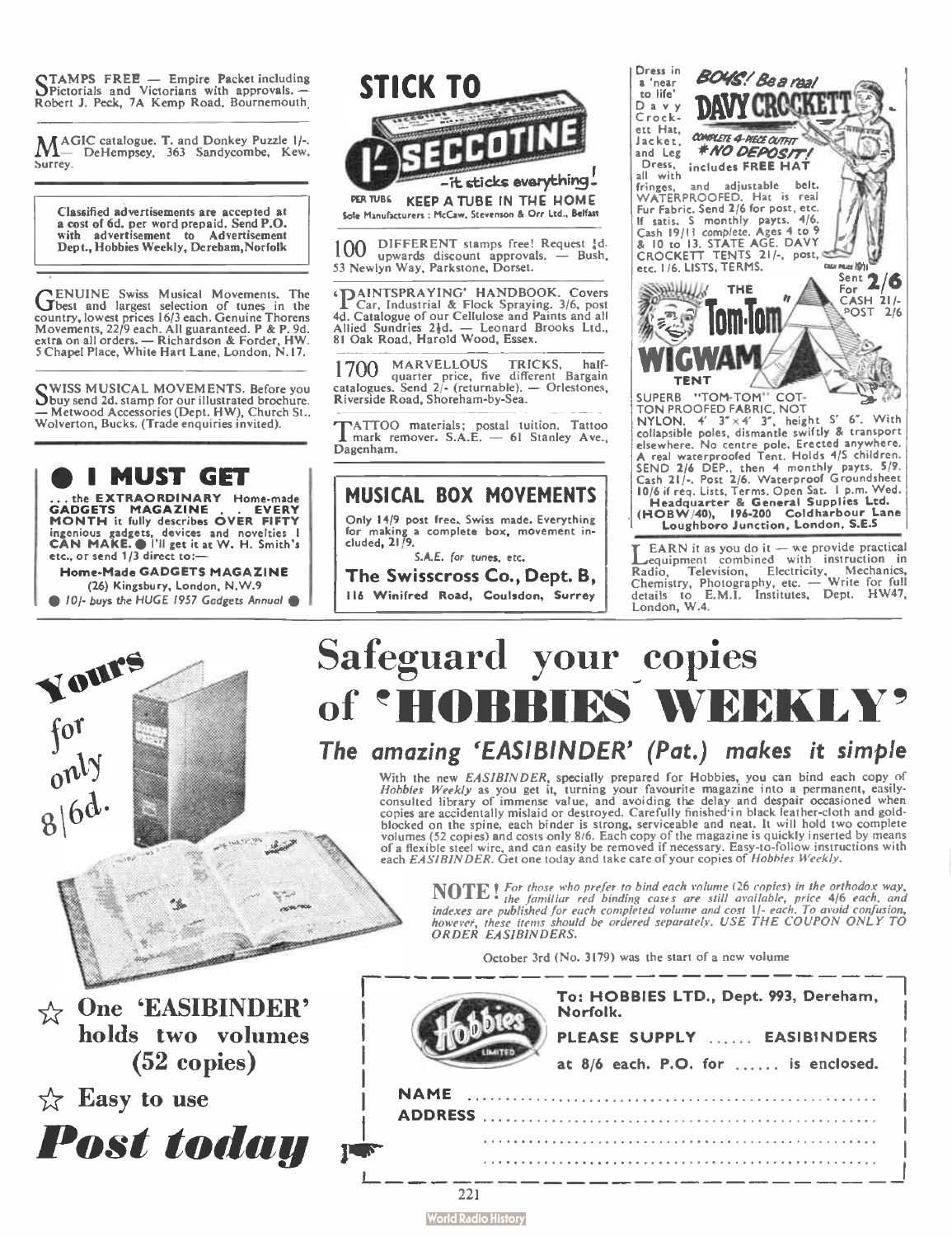STAMPS FREE — Empire Packet including Pictorials and Victorians with approvals. — Robert J. Peck, 7A Kemp Road, Bournemouth.

MAGIC catalogue. T. and Donkey Puzzle 1/-. — DeHempsey, 363 Sandycombe, Kew, Surrey.

Classified advertisements are accepted at a cost of 6d. per word prepaid. Send P.O. with advertisement to Advertisement Dept., Hobbies Weekly, Dereham, Norfolk

GENUINE Swiss Musical Movements. The best and largest selection of tunes in the country, lowest prices 16/3 each. Genuine Thorens Movements, 22/9 each. All guaranteed. P & P. 9d. extra on all orders. — Richardson & Forder, HW. 5 Chapel Place, White Hart Lane, London, N.17.

SWISS MUSICAL MOVEMENTS. Before you buy send 2d. stamp for our illustrated brochure. — Metwood Accessories (Dept. HW), Church St., Wolverton, Bucks. (Trade enquiries invited).

## ● I MUST GET

... the **EXTRAORDINARY** Home-made **GADGETS MAGAZINE . . . EVERY MONTH** it fully describes **OVER FIFTY** ingenious gadgets, devices and novelties **I CAN MAKE.** ● I'll get it at W. H. Smith's etc., or send 1/3 direct to:—

**Home-Made GADGETS MAGAZINE**
(26) Kingsbury, London, N.W.9

● 10/- buys the HUGE 1957 Gadgets Annual ●

## STICK TO SECCOTINE

1/- PER TUBE — it sticks everything!

KEEP A TUBE IN THE HOME

Sole Manufacturers: McCaw, Stevenson & Orr Ltd., Belfast

100 DIFFERENT stamps free! Request ½d. upwards discount approvals. — Bush, 53 Newlyn Way, Parkstone, Dorset.

'PAINTSPRAYING' HANDBOOK. Covers Car, Industrial & Flock Spraying. 3/6, post 4d. Catalogue of our Cellulose and Paints and all Allied Sundries 2½d. — Leonard Brooks Ltd., 81 Oak Road, Harold Wood, Essex.

1700 MARVELLOUS TRICKS, half-quarter price, five different Bargain catalogues. Send 2/- (returnable). — Orlestones, Riverside Road, Shoreham-by-Sea.

TATTOO materials; postal tuition. Tattoo mark remover. S.A.E. — 61 Stanley Ave., Dagenham.

## MUSICAL BOX MOVEMENTS

Only 14/9 post free. Swiss made. Everything for making a complete box, movement included, 21/9.

*S.A.E. for tunes, etc.*

**The Swisscross Co., Dept. B,**
**116 Winifred Road, Coulsdon, Surrey**

## BOYS! Be a real DAVY CROCKETT

Dress in a 'near to life' Davy Crockett Hat, Jacket, and Leg Dress, all with fringes, and adjustable belt. COMPLETE 4-PIECE OUTFIT *NO DEPOSIT! includes FREE HAT. WATERPROOFED. Hat is real Fur Fabric. Send 2/6 for post, etc. If satis. 5 monthly payts. 4/6. Cash 19/11 complete. Ages 4 to 9 & 10 to 13. STATE AGE. DAVY CROCKETT TENTS 21/-, post, etc. 1/6. LISTS, TERMS.

## THE "Tom-Tom" WIGWAM TENT

Sent For 2/6 — CASH 21/- POST 2/6

SUPERB "TOM-TOM" COTTON PROOFED FABRIC, NOT NYLON. 4' 3" × 4' 3", height 5' 6". With collapsible poles, dismantle swiftly & transport elsewhere. No centre pole. Erected anywhere. A real waterproofed Tent. Holds 4/5 children. SEND 2/6 DEP., then 4 monthly payts. 5/9. Cash 21/-. Post 2/6. Waterproof Groundsheet 10/6 if req. Lists, Terms. Open Sat. 1 p.m. Wed.

**Headquarter & General Supplies Ltd.**
**(HOBW/40), 196-200 Coldharbour Lane Loughboro Junction, London, S.E.5**

LEARN it as you do it — we provide practical equipment combined with instruction in Radio, Television, Electricity, Mechanics, Chemistry, Photography, etc. — Write for full details to E.M.I. Institutes, Dept. HW47, London, W.4.

# Safeguard your copies of 'HOBBIES WEEKLY'

## *The amazing 'EASIBINDER' (Pat.) makes it simple*

Yours for only 8/6d.

With the new *EASIBINDER*, specially prepared for Hobbies, you can bind each copy of *Hobbies Weekly* as you get it, turning your favourite magazine into a permanent, easily-consulted library of immense value, and avoiding the delay and despair occasioned when copies are accidentally mislaid or destroyed. Carefully finished in black leather-cloth and gold-blocked on the spine, each binder is strong, serviceable and neat. It will hold two complete volumes (52 copies) and costs only 8/6. Each copy of the magazine is quickly inserted by means of a flexible steel wire, and can easily be removed if necessary. Easy-to-follow instructions with each *EASIBINDER*. Get one today and take care of your copies of *Hobbies Weekly*.

**NOTE!** *For those who prefer to bind each volume (26 copies) in the orthodox way, the familiar red binding cases are still available, price 4/6 each, and indexes are published for each completed volume and cost 1/- each. To avoid confusion, however, these items should be ordered separately. USE THE COUPON ONLY TO ORDER EASIBINDERS.*

October 3rd (No. 3179) was the start of a new volume

☆ **One 'EASIBINDER' holds two volumes (52 copies)**

☆ **Easy to use**

***Post today***

To: HOBBIES LTD., Dept. 993, Dereham, Norfolk.

PLEASE SUPPLY ...... EASIBINDERS

at 8/6 each. P.O. for ...... is enclosed.

NAME ..................................................

ADDRESS ..............................................

..........................................................

..........................................................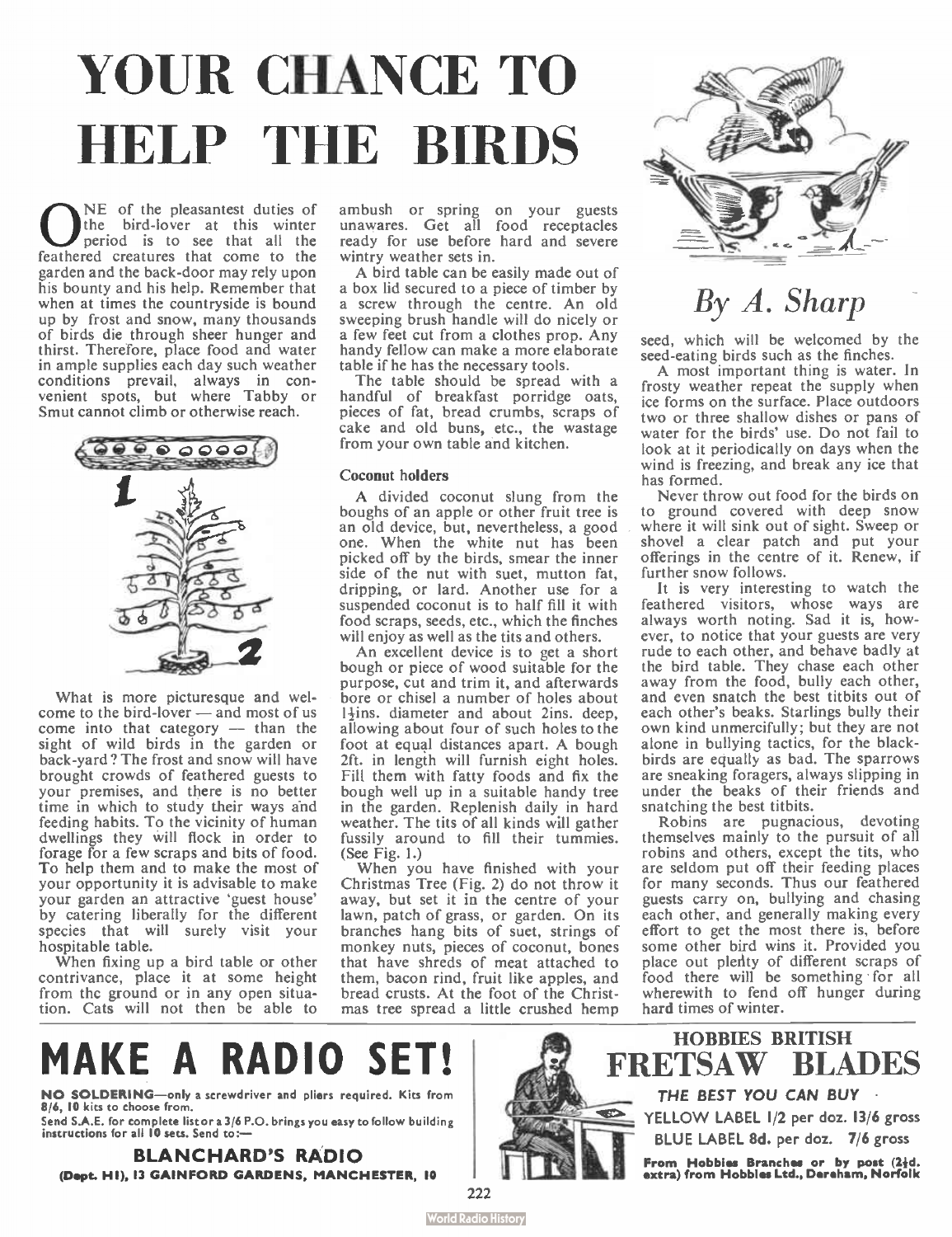# YOUR CHANCE TO HELP THE BIRDS

*By A. Sharp*

ONE of the pleasantest duties of the bird-lover at this winter period is to see that all the feathered creatures that come to the garden and the back-door may rely upon his bounty and his help. Remember that when at times the countryside is bound up by frost and snow, many thousands of birds die through sheer hunger and thirst. Therefore, place food and water in ample supplies each day such weather conditions prevail, always in convenient spots, but where Tabby or Smut cannot climb or otherwise reach.

What is more picturesque and welcome to the bird-lover — and most of us come into that category — than the sight of wild birds in the garden or back-yard? The frost and snow will have brought crowds of feathered guests to your premises, and there is no better time in which to study their ways and feeding habits. To the vicinity of human dwellings they will flock in order to forage for a few scraps and bits of food. To help them and to make the most of your opportunity it is advisable to make your garden an attractive 'guest house' by catering liberally for the different species that will surely visit your hospitable table.

When fixing up a bird table or other contrivance, place it at some height from the ground or in any open situation. Cats will not then be able to ambush or spring on your guests unawares. Get all food receptacles ready for use before hard and severe wintry weather sets in.

A bird table can be easily made out of a box lid secured to a piece of timber by a screw through the centre. An old sweeping brush handle will do nicely or a few feet cut from a clothes prop. Any handy fellow can make a more elaborate table if he has the necessary tools.

The table should be spread with a handful of breakfast porridge oats, pieces of fat, bread crumbs, scraps of cake and old buns, etc., the wastage from your own table and kitchen.

### Coconut holders

A divided coconut slung from the boughs of an apple or other fruit tree is an old device, but, nevertheless, a good one. When the white nut has been picked off by the birds, smear the inner side of the nut with suet, mutton fat, dripping, or lard. Another use for a suspended coconut is to half fill it with food scraps, seeds, etc., which the finches will enjoy as well as the tits and others.

An excellent device is to get a short bough or piece of wood suitable for the purpose, cut and trim it, and afterwards bore or chisel a number of holes about 1½ins. diameter and about 2ins. deep, allowing about four of such holes to the foot at equal distances apart. A bough 2ft. in length will furnish eight holes. Fill them with fatty foods and fix the bough well up in a suitable handy tree in the garden. Replenish daily in hard weather. The tits of all kinds will gather fussily around to fill their tummies. (See Fig. 1.)

When you have finished with your Christmas Tree (Fig. 2) do not throw it away, but set it in the centre of your lawn, patch of grass, or garden. On its branches hang bits of suet, strings of monkey nuts, pieces of coconut, bones that have shreds of meat attached to them, bacon rind, fruit like apples, and bread crusts. At the foot of the Christmas tree spread a little crushed hemp seed, which will be welcomed by the seed-eating birds such as the finches.

A most important thing is water. In frosty weather repeat the supply when ice forms on the surface. Place outdoors two or three shallow dishes or pans of water for the birds' use. Do not fail to look at it periodically on days when the wind is freezing, and break any ice that has formed.

Never throw out food for the birds on to ground covered with deep snow where it will sink out of sight. Sweep or shovel a clear patch and put your offerings in the centre of it. Renew, if further snow follows.

It is very interesting to watch the feathered visitors, whose ways are always worth noting. Sad it is, however, to notice that your guests are very rude to each other, and behave badly at the bird table. They chase each other away from the food, bully each other, and even snatch the best titbits out of each other's beaks. Starlings bully their own kind unmercifully; but they are not alone in bullying tactics, for the blackbirds are equally as bad. The sparrows are sneaking foragers, always slipping in under the beaks of their friends and snatching the best titbits.

Robins are pugnacious, devoting themselves mainly to the pursuit of all robins and others, except the tits, who are seldom put off their feeding places for many seconds. Thus our feathered guests carry on, bullying and chasing each other, and generally making every effort to get the most there is, before some other bird wins it. Provided you place out plenty of different scraps of food there will be something for all wherewith to fend off hunger during hard times of winter.

---

## MAKE A RADIO SET!

**NO SOLDERING**—only a screwdriver and pliers required. Kits from 8/6, 10 kits to choose from.

Send S.A.E. for complete list or a 3/6 P.O. brings you easy to follow building instructions for all 10 sets. Send to:—

**BLANCHARD'S RADIO**

**(Dept. HI), 13 GAINFORD GARDENS, MANCHESTER, 10**

---

## HOBBIES BRITISH FRETSAW BLADES

*THE BEST YOU CAN BUY*

YELLOW LABEL 1/2 per doz. 13/6 gross

BLUE LABEL 8d. per doz. 7/6 gross

**From Hobbies Branches or by post (2½d. extra) from Hobbies Ltd., Dereham, Norfolk**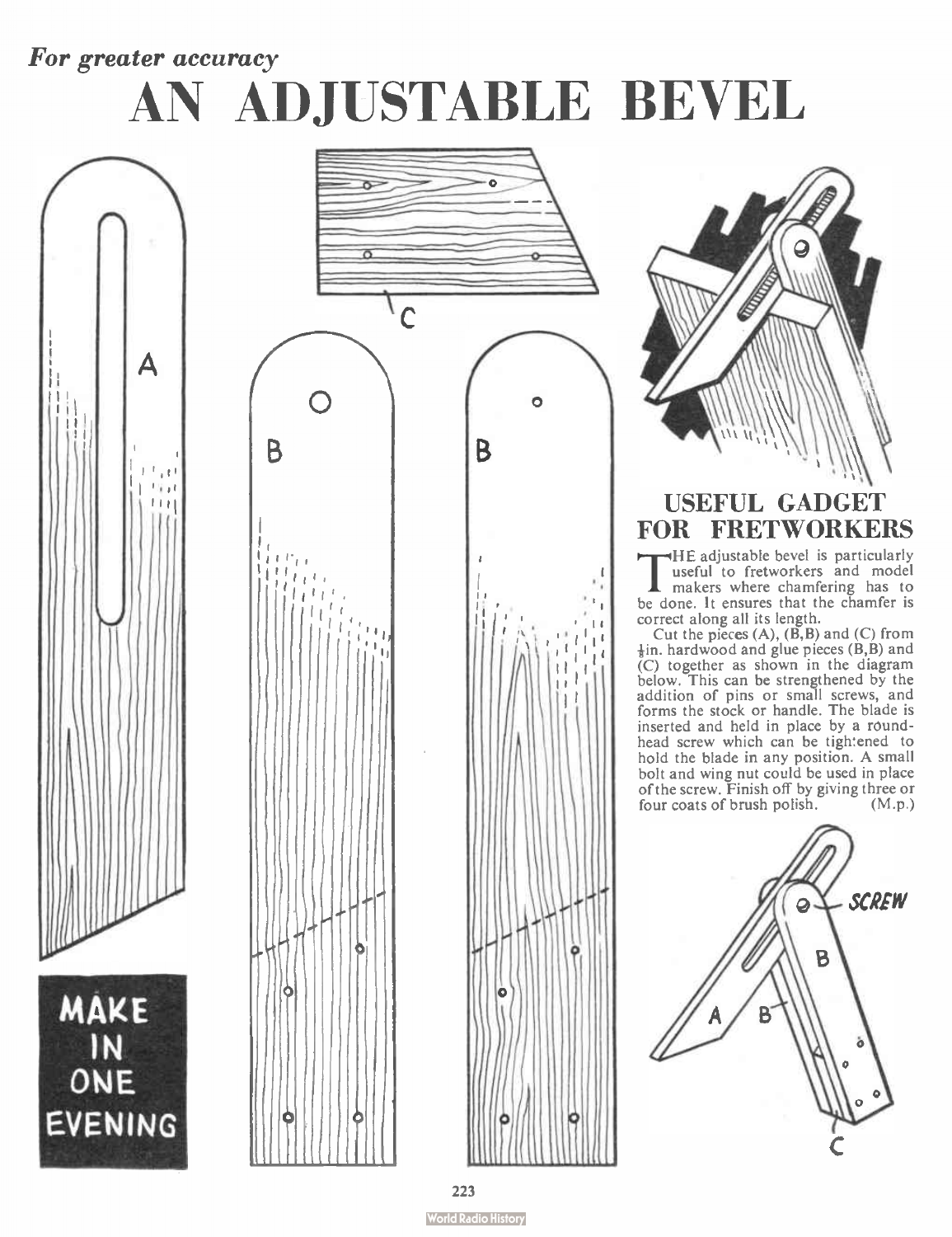*For greater accuracy*

# AN ADJUSTABLE BEVEL

A

B

B

C

MAKE IN ONE EVENING

## USEFUL GADGET FOR FRETWORKERS

THE adjustable bevel is particularly useful to fretworkers and model makers where chamfering has to be done. It ensures that the chamfer is correct along all its length.

Cut the pieces (A), (B,B) and (C) from ⅛in. hardwood and glue pieces (B,B) and (C) together as shown in the diagram below. This can be strengthened by the addition of pins or small screws, and forms the stock or handle. The blade is inserted and held in place by a round-head screw which can be tightened to hold the blade in any position. A small bolt and wing nut could be used in place of the screw. Finish off by giving three or four coats of brush polish. (M.p.)

SCREW

B

A

B

C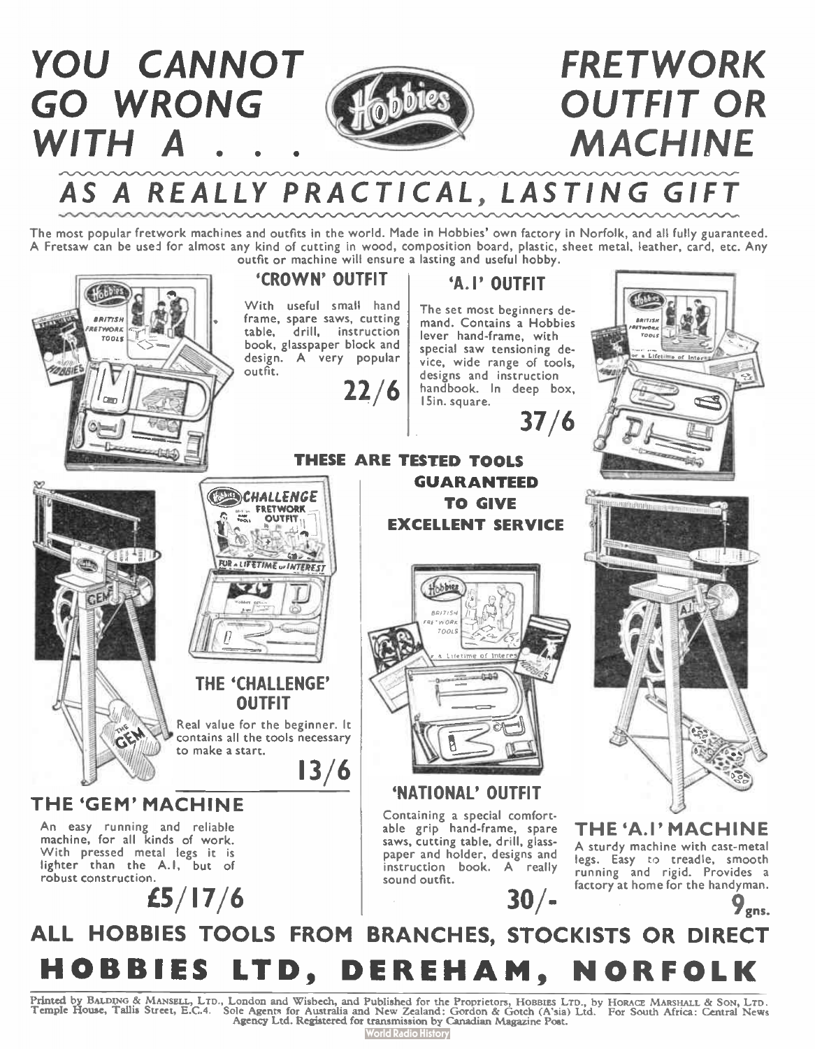# YOU CANNOT GO WRONG WITH A . . . Hobbies FRETWORK OUTFIT OR MACHINE

## AS A REALLY PRACTICAL, LASTING GIFT

The most popular fretwork machines and outfits in the world. Made in Hobbies' own factory in Norfolk, and all fully guaranteed. A Fretsaw can be used for almost any kind of cutting in wood, composition board, plastic, sheet metal, leather, card, etc. Any outfit or machine will ensure a lasting and useful hobby.

### 'CROWN' OUTFIT

With useful small hand frame, spare saws, cutting table, drill, instruction book, glasspaper block and design. A very popular outfit.

**22/6**

### 'A.1' OUTFIT

The set most beginners demand. Contains a Hobbies lever hand-frame, with special saw tensioning device, wide range of tools, designs and instruction handbook. In deep box, 15in. square.

**37/6**

**THESE ARE TESTED TOOLS GUARANTEED TO GIVE EXCELLENT SERVICE**

### THE 'CHALLENGE' OUTFIT

Real value for the beginner. It contains all the tools necessary to make a start.

**13/6**

### THE 'GEM' MACHINE

An easy running and reliable machine, for all kinds of work. With pressed metal legs it is lighter than the A.1, but of robust construction.

**£5/17/6**

### 'NATIONAL' OUTFIT

Containing a special comfortable grip hand-frame, spare saws, cutting table, drill, glasspaper and holder, designs and instruction book. A really sound outfit.

**30/-**

### THE 'A.1' MACHINE

A sturdy machine with cast-metal legs. Easy to treadle, smooth running and rigid. Provides a factory at home for the handyman.

**9gns.**

## ALL HOBBIES TOOLS FROM BRANCHES, STOCKISTS OR DIRECT

# HOBBIES LTD, DEREHAM, NORFOLK

Printed by Balding & Mansell, Ltd., London and Wisbech, and Published for the Proprietors, Hobbies Ltd., by Horace Marshall & Son, Ltd. Temple House, Tallis Street, E.C.4. Sole Agents for Australia and New Zealand: Gordon & Gotch (A'sia) Ltd. For South Africa: Central News Agency Ltd. Registered for transmission by Canadian Magazine Post.